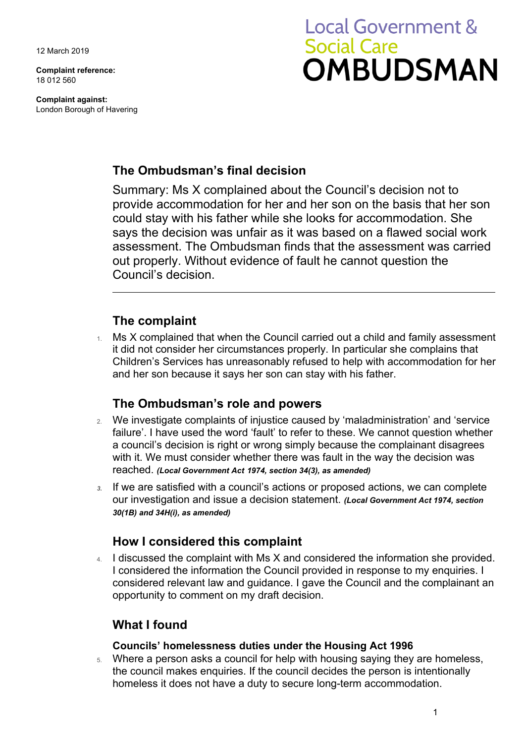12 March 2019

**Complaint reference:**
18 012 560

**Complaint against:**
London Borough of Havering

# Local Government & Social Care OMBUDSMAN

## The Ombudsman's final decision

Summary: Ms X complained about the Council's decision not to provide accommodation for her and her son on the basis that her son could stay with his father while she looks for accommodation. She says the decision was unfair as it was based on a flawed social work assessment. The Ombudsman finds that the assessment was carried out properly. Without evidence of fault he cannot question the Council's decision.

---

## The complaint

1. Ms X complained that when the Council carried out a child and family assessment it did not consider her circumstances properly. In particular she complains that Children's Services has unreasonably refused to help with accommodation for her and her son because it says her son can stay with his father.

## The Ombudsman's role and powers

2. We investigate complaints of injustice caused by 'maladministration' and 'service failure'. I have used the word 'fault' to refer to these. We cannot question whether a council's decision is right or wrong simply because the complainant disagrees with it. We must consider whether there was fault in the way the decision was reached. ***(Local Government Act 1974, section 34(3), as amended)***

3. If we are satisfied with a council's actions or proposed actions, we can complete our investigation and issue a decision statement. ***(Local Government Act 1974, section 30(1B) and 34H(i), as amended)***

## How I considered this complaint

4. I discussed the complaint with Ms X and considered the information she provided. I considered the information the Council provided in response to my enquiries. I considered relevant law and guidance. I gave the Council and the complainant an opportunity to comment on my draft decision.

## What I found

### Councils' homelessness duties under the Housing Act 1996

5. Where a person asks a council for help with housing saying they are homeless, the council makes enquiries. If the council decides the person is intentionally homeless it does not have a duty to secure long-term accommodation.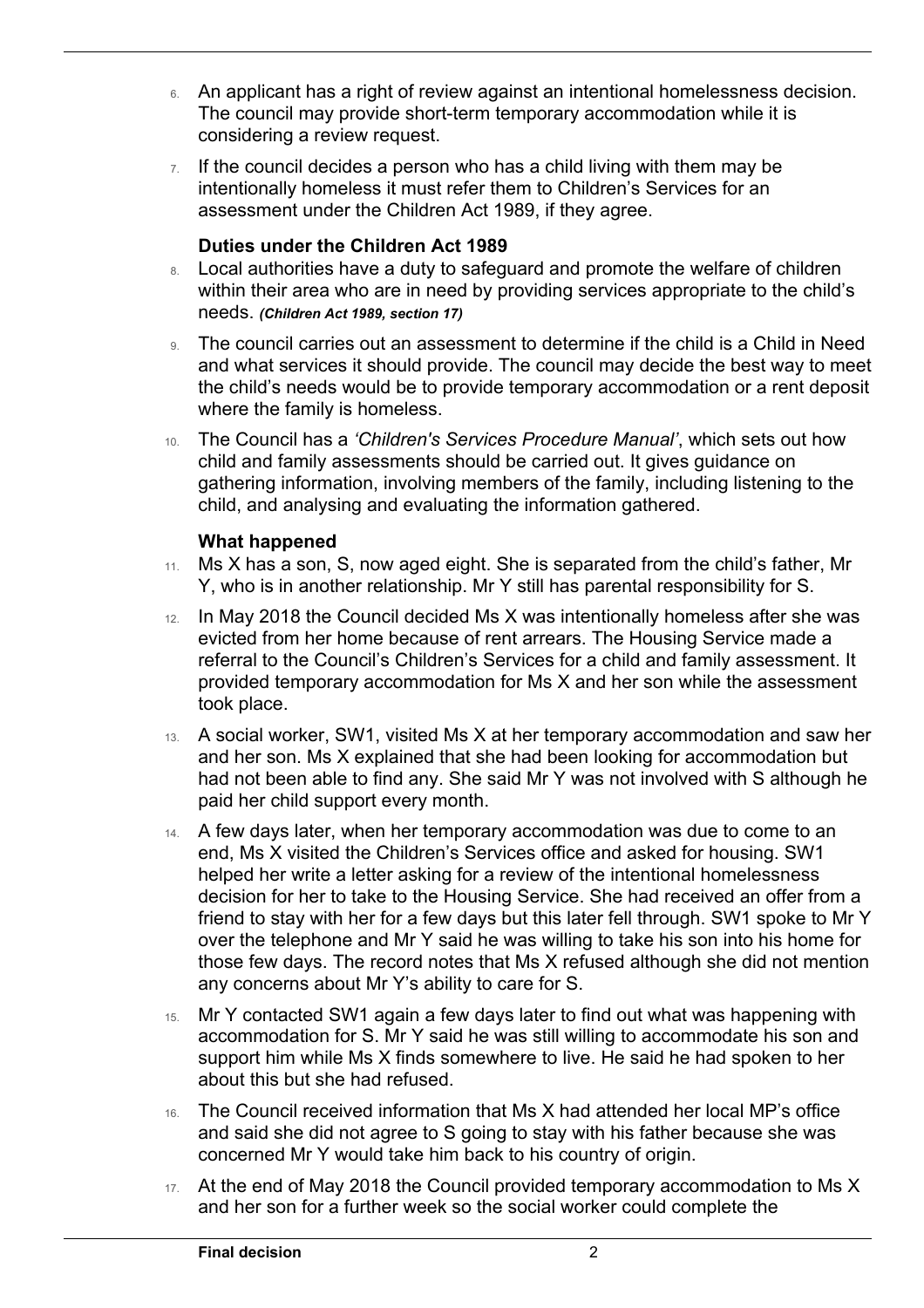6. An applicant has a right of review against an intentional homelessness decision. The council may provide short-term temporary accommodation while it is considering a review request.

7. If the council decides a person who has a child living with them may be intentionally homeless it must refer them to Children's Services for an assessment under the Children Act 1989, if they agree.

### Duties under the Children Act 1989

8. Local authorities have a duty to safeguard and promote the welfare of children within their area who are in need by providing services appropriate to the child's needs. ***(Children Act 1989, section 17)***

9. The council carries out an assessment to determine if the child is a Child in Need and what services it should provide. The council may decide the best way to meet the child's needs would be to provide temporary accommodation or a rent deposit where the family is homeless.

10. The Council has a *'Children's Services Procedure Manual'*, which sets out how child and family assessments should be carried out. It gives guidance on gathering information, involving members of the family, including listening to the child, and analysing and evaluating the information gathered.

### What happened

11. Ms X has a son, S, now aged eight. She is separated from the child's father, Mr Y, who is in another relationship. Mr Y still has parental responsibility for S.

12. In May 2018 the Council decided Ms X was intentionally homeless after she was evicted from her home because of rent arrears. The Housing Service made a referral to the Council's Children's Services for a child and family assessment. It provided temporary accommodation for Ms X and her son while the assessment took place.

13. A social worker, SW1, visited Ms X at her temporary accommodation and saw her and her son. Ms X explained that she had been looking for accommodation but had not been able to find any. She said Mr Y was not involved with S although he paid her child support every month.

14. A few days later, when her temporary accommodation was due to come to an end, Ms X visited the Children's Services office and asked for housing. SW1 helped her write a letter asking for a review of the intentional homelessness decision for her to take to the Housing Service. She had received an offer from a friend to stay with her for a few days but this later fell through. SW1 spoke to Mr Y over the telephone and Mr Y said he was willing to take his son into his home for those few days. The record notes that Ms X refused although she did not mention any concerns about Mr Y's ability to care for S.

15. Mr Y contacted SW1 again a few days later to find out what was happening with accommodation for S. Mr Y said he was still willing to accommodate his son and support him while Ms X finds somewhere to live. He said he had spoken to her about this but she had refused.

16. The Council received information that Ms X had attended her local MP's office and said she did not agree to S going to stay with his father because she was concerned Mr Y would take him back to his country of origin.

17. At the end of May 2018 the Council provided temporary accommodation to Ms X and her son for a further week so the social worker could complete the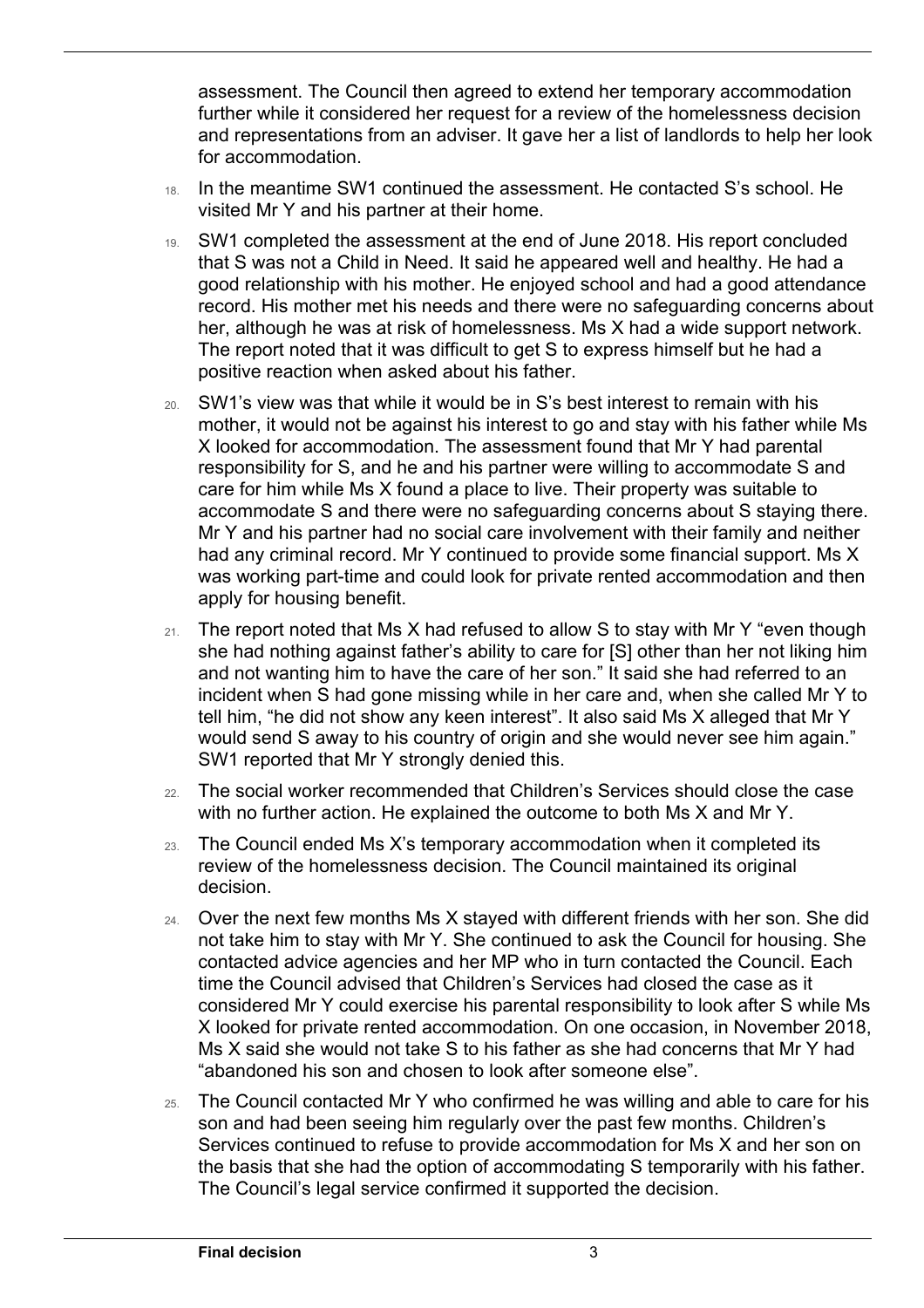assessment. The Council then agreed to extend her temporary accommodation further while it considered her request for a review of the homelessness decision and representations from an adviser. It gave her a list of landlords to help her look for accommodation.

18. In the meantime SW1 continued the assessment. He contacted S's school. He visited Mr Y and his partner at their home.

19. SW1 completed the assessment at the end of June 2018. His report concluded that S was not a Child in Need. It said he appeared well and healthy. He had a good relationship with his mother. He enjoyed school and had a good attendance record. His mother met his needs and there were no safeguarding concerns about her, although he was at risk of homelessness. Ms X had a wide support network. The report noted that it was difficult to get S to express himself but he had a positive reaction when asked about his father.

20. SW1's view was that while it would be in S's best interest to remain with his mother, it would not be against his interest to go and stay with his father while Ms X looked for accommodation. The assessment found that Mr Y had parental responsibility for S, and he and his partner were willing to accommodate S and care for him while Ms X found a place to live. Their property was suitable to accommodate S and there were no safeguarding concerns about S staying there. Mr Y and his partner had no social care involvement with their family and neither had any criminal record. Mr Y continued to provide some financial support. Ms X was working part-time and could look for private rented accommodation and then apply for housing benefit.

21. The report noted that Ms X had refused to allow S to stay with Mr Y "even though she had nothing against father's ability to care for [S] other than her not liking him and not wanting him to have the care of her son." It said she had referred to an incident when S had gone missing while in her care and, when she called Mr Y to tell him, "he did not show any keen interest". It also said Ms X alleged that Mr Y would send S away to his country of origin and she would never see him again." SW1 reported that Mr Y strongly denied this.

22. The social worker recommended that Children's Services should close the case with no further action. He explained the outcome to both Ms X and Mr Y.

23. The Council ended Ms X's temporary accommodation when it completed its review of the homelessness decision. The Council maintained its original decision.

24. Over the next few months Ms X stayed with different friends with her son. She did not take him to stay with Mr Y. She continued to ask the Council for housing. She contacted advice agencies and her MP who in turn contacted the Council. Each time the Council advised that Children's Services had closed the case as it considered Mr Y could exercise his parental responsibility to look after S while Ms X looked for private rented accommodation. On one occasion, in November 2018, Ms X said she would not take S to his father as she had concerns that Mr Y had "abandoned his son and chosen to look after someone else".

25. The Council contacted Mr Y who confirmed he was willing and able to care for his son and had been seeing him regularly over the past few months. Children's Services continued to refuse to provide accommodation for Ms X and her son on the basis that she had the option of accommodating S temporarily with his father. The Council's legal service confirmed it supported the decision.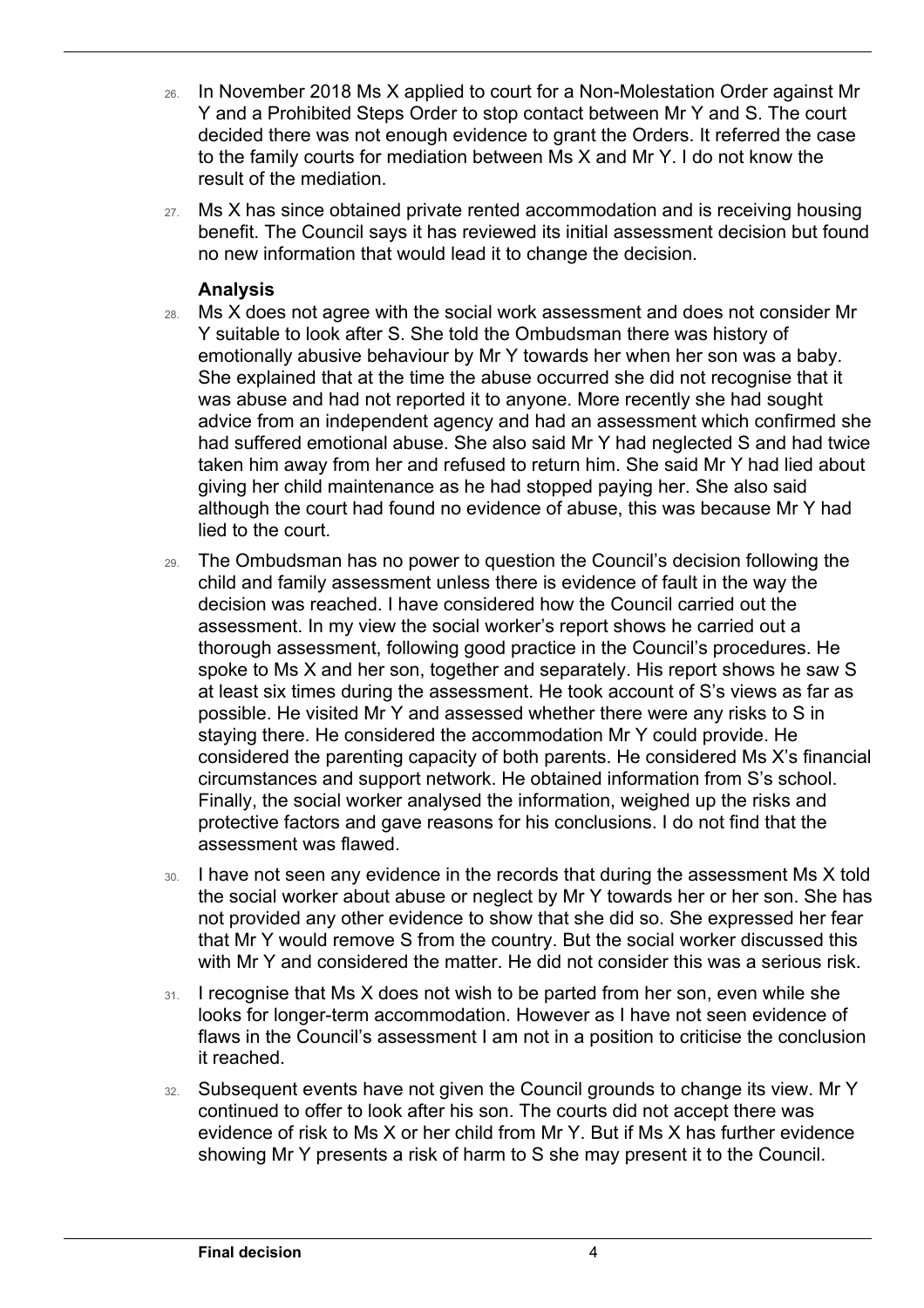26. In November 2018 Ms X applied to court for a Non-Molestation Order against Mr Y and a Prohibited Steps Order to stop contact between Mr Y and S. The court decided there was not enough evidence to grant the Orders. It referred the case to the family courts for mediation between Ms X and Mr Y. I do not know the result of the mediation.

27. Ms X has since obtained private rented accommodation and is receiving housing benefit. The Council says it has reviewed its initial assessment decision but found no new information that would lead it to change the decision.

### Analysis

28. Ms X does not agree with the social work assessment and does not consider Mr Y suitable to look after S. She told the Ombudsman there was history of emotionally abusive behaviour by Mr Y towards her when her son was a baby. She explained that at the time the abuse occurred she did not recognise that it was abuse and had not reported it to anyone. More recently she had sought advice from an independent agency and had an assessment which confirmed she had suffered emotional abuse. She also said Mr Y had neglected S and had twice taken him away from her and refused to return him. She said Mr Y had lied about giving her child maintenance as he had stopped paying her. She also said although the court had found no evidence of abuse, this was because Mr Y had lied to the court.

29. The Ombudsman has no power to question the Council's decision following the child and family assessment unless there is evidence of fault in the way the decision was reached. I have considered how the Council carried out the assessment. In my view the social worker's report shows he carried out a thorough assessment, following good practice in the Council's procedures. He spoke to Ms X and her son, together and separately. His report shows he saw S at least six times during the assessment. He took account of S's views as far as possible. He visited Mr Y and assessed whether there were any risks to S in staying there. He considered the accommodation Mr Y could provide. He considered the parenting capacity of both parents. He considered Ms X's financial circumstances and support network. He obtained information from S's school. Finally, the social worker analysed the information, weighed up the risks and protective factors and gave reasons for his conclusions. I do not find that the assessment was flawed.

30. I have not seen any evidence in the records that during the assessment Ms X told the social worker about abuse or neglect by Mr Y towards her or her son. She has not provided any other evidence to show that she did so. She expressed her fear that Mr Y would remove S from the country. But the social worker discussed this with Mr Y and considered the matter. He did not consider this was a serious risk.

31. I recognise that Ms X does not wish to be parted from her son, even while she looks for longer-term accommodation. However as I have not seen evidence of flaws in the Council's assessment I am not in a position to criticise the conclusion it reached.

32. Subsequent events have not given the Council grounds to change its view. Mr Y continued to offer to look after his son. The courts did not accept there was evidence of risk to Ms X or her child from Mr Y. But if Ms X has further evidence showing Mr Y presents a risk of harm to S she may present it to the Council.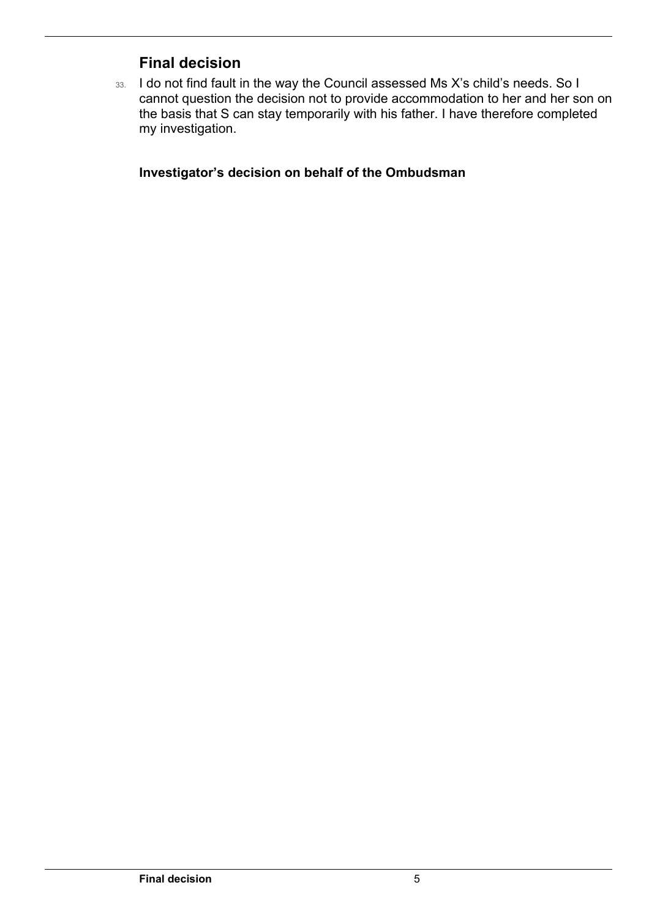## Final decision

33. I do not find fault in the way the Council assessed Ms X's child's needs. So I cannot question the decision not to provide accommodation to her and her son on the basis that S can stay temporarily with his father. I have therefore completed my investigation.

**Investigator's decision on behalf of the Ombudsman**